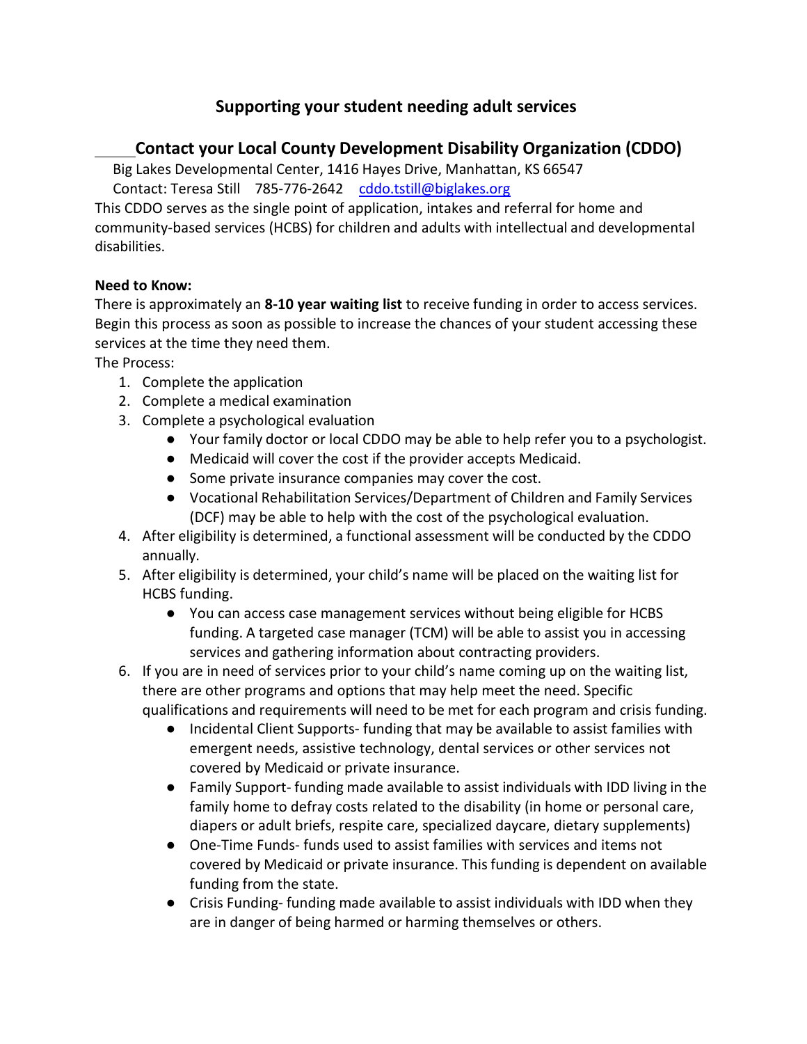# Supporting your student needing adult services

## Contact your Local County Development Disability Organization (CDDO)

Big Lakes Developmental Center, 1416 Hayes Drive, Manhattan, KS 66547

Contact: Teresa Still    785-776-2642    cddo.tstill@biglakes.org

This CDDO serves as the single point of application, intakes and referral for home and community-based services (HCBS) for children and adults with intellectual and developmental disabilities.

**Need to Know:**

There is approximately an **8-10 year waiting list** to receive funding in order to access services. Begin this process as soon as possible to increase the chances of your student accessing these services at the time they need them.

The Process:

1. Complete the application
2. Complete a medical examination
3. Complete a psychological evaluation
    - Your family doctor or local CDDO may be able to help refer you to a psychologist.
    - Medicaid will cover the cost if the provider accepts Medicaid.
    - Some private insurance companies may cover the cost.
    - Vocational Rehabilitation Services/Department of Children and Family Services (DCF) may be able to help with the cost of the psychological evaluation.
4. After eligibility is determined, a functional assessment will be conducted by the CDDO annually.
5. After eligibility is determined, your child's name will be placed on the waiting list for HCBS funding.
    - You can access case management services without being eligible for HCBS funding. A targeted case manager (TCM) will be able to assist you in accessing services and gathering information about contracting providers.
6. If you are in need of services prior to your child's name coming up on the waiting list, there are other programs and options that may help meet the need. Specific qualifications and requirements will need to be met for each program and crisis funding.
    - Incidental Client Supports- funding that may be available to assist families with emergent needs, assistive technology, dental services or other services not covered by Medicaid or private insurance.
    - Family Support- funding made available to assist individuals with IDD living in the family home to defray costs related to the disability (in home or personal care, diapers or adult briefs, respite care, specialized daycare, dietary supplements)
    - One-Time Funds- funds used to assist families with services and items not covered by Medicaid or private insurance. This funding is dependent on available funding from the state.
    - Crisis Funding- funding made available to assist individuals with IDD when they are in danger of being harmed or harming themselves or others.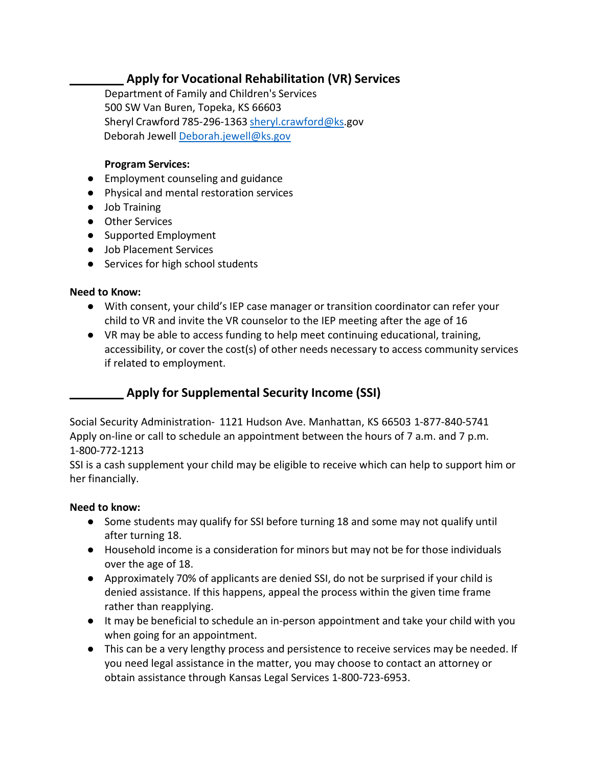## ________ Apply for Vocational Rehabilitation (VR) Services

Department of Family and Children's Services
500 SW Van Buren, Topeka, KS 66603
Sheryl Crawford 785-296-1363 sheryl.crawford@ks.gov
Deborah Jewell Deborah.jewell@ks.gov

**Program Services:**

- Employment counseling and guidance
- Physical and mental restoration services
- Job Training
- Other Services
- Supported Employment
- Job Placement Services
- Services for high school students

**Need to Know:**

- With consent, your child's IEP case manager or transition coordinator can refer your child to VR and invite the VR counselor to the IEP meeting after the age of 16
- VR may be able to access funding to help meet continuing educational, training, accessibility, or cover the cost(s) of other needs necessary to access community services if related to employment.

## ________ Apply for Supplemental Security Income (SSI)

Social Security Administration- 1121 Hudson Ave. Manhattan, KS 66503 1-877-840-5741
Apply on-line or call to schedule an appointment between the hours of 7 a.m. and 7 p.m. 1-800-772-1213
SSI is a cash supplement your child may be eligible to receive which can help to support him or her financially.

**Need to know:**

- Some students may qualify for SSI before turning 18 and some may not qualify until after turning 18.
- Household income is a consideration for minors but may not be for those individuals over the age of 18.
- Approximately 70% of applicants are denied SSI, do not be surprised if your child is denied assistance. If this happens, appeal the process within the given time frame rather than reapplying.
- It may be beneficial to schedule an in-person appointment and take your child with you when going for an appointment.
- This can be a very lengthy process and persistence to receive services may be needed. If you need legal assistance in the matter, you may choose to contact an attorney or obtain assistance through Kansas Legal Services 1-800-723-6953.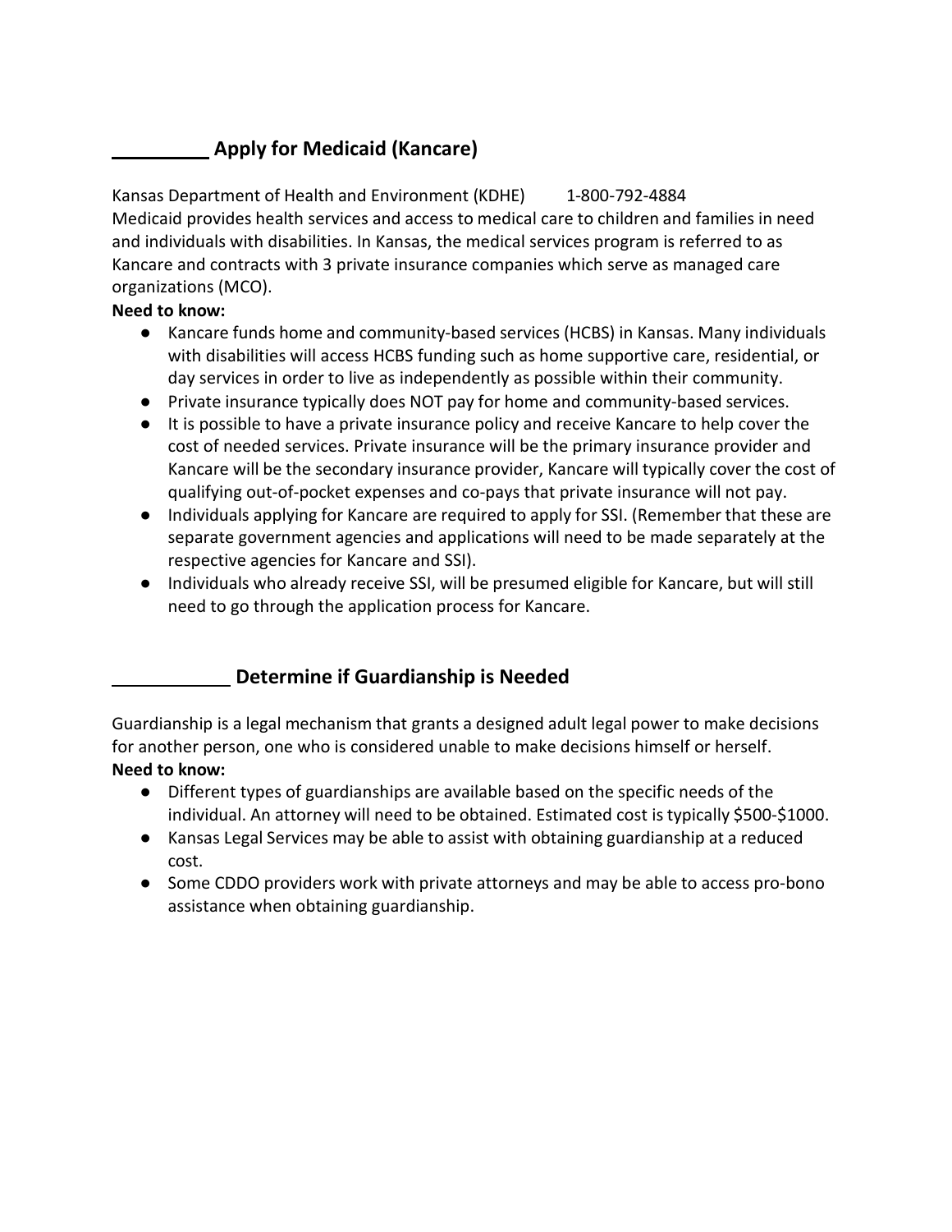## _________ Apply for Medicaid (Kancare)

Kansas Department of Health and Environment (KDHE) 1-800-792-4884
Medicaid provides health services and access to medical care to children and families in need and individuals with disabilities. In Kansas, the medical services program is referred to as Kancare and contracts with 3 private insurance companies which serve as managed care organizations (MCO).

**Need to know:**

- Kancare funds home and community-based services (HCBS) in Kansas. Many individuals with disabilities will access HCBS funding such as home supportive care, residential, or day services in order to live as independently as possible within their community.
- Private insurance typically does NOT pay for home and community-based services.
- It is possible to have a private insurance policy and receive Kancare to help cover the cost of needed services. Private insurance will be the primary insurance provider and Kancare will be the secondary insurance provider, Kancare will typically cover the cost of qualifying out-of-pocket expenses and co-pays that private insurance will not pay.
- Individuals applying for Kancare are required to apply for SSI. (Remember that these are separate government agencies and applications will need to be made separately at the respective agencies for Kancare and SSI).
- Individuals who already receive SSI, will be presumed eligible for Kancare, but will still need to go through the application process for Kancare.

## ___________ Determine if Guardianship is Needed

Guardianship is a legal mechanism that grants a designed adult legal power to make decisions for another person, one who is considered unable to make decisions himself or herself.

**Need to know:**

- Different types of guardianships are available based on the specific needs of the individual. An attorney will need to be obtained. Estimated cost is typically $500-$1000.
- Kansas Legal Services may be able to assist with obtaining guardianship at a reduced cost.
- Some CDDO providers work with private attorneys and may be able to access pro-bono assistance when obtaining guardianship.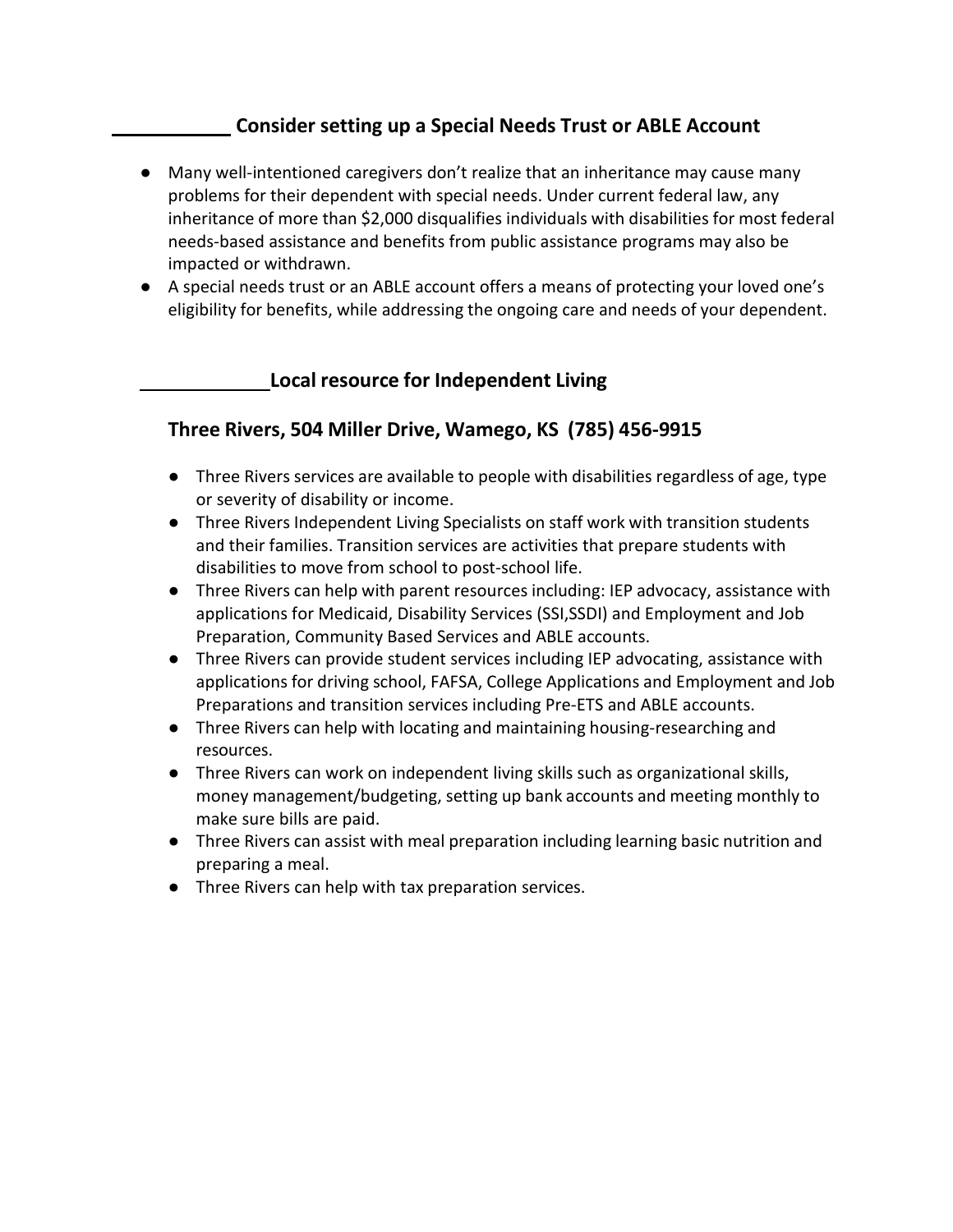### ___________ Consider setting up a Special Needs Trust or ABLE Account

- Many well-intentioned caregivers don't realize that an inheritance may cause many problems for their dependent with special needs. Under current federal law, any inheritance of more than $2,000 disqualifies individuals with disabilities for most federal needs-based assistance and benefits from public assistance programs may also be impacted or withdrawn.
- A special needs trust or an ABLE account offers a means of protecting your loved one's eligibility for benefits, while addressing the ongoing care and needs of your dependent.

### ____________ Local resource for Independent Living

### Three Rivers, 504 Miller Drive, Wamego, KS (785) 456-9915

- Three Rivers services are available to people with disabilities regardless of age, type or severity of disability or income.
- Three Rivers Independent Living Specialists on staff work with transition students and their families. Transition services are activities that prepare students with disabilities to move from school to post-school life.
- Three Rivers can help with parent resources including: IEP advocacy, assistance with applications for Medicaid, Disability Services (SSI,SSDI) and Employment and Job Preparation, Community Based Services and ABLE accounts.
- Three Rivers can provide student services including IEP advocating, assistance with applications for driving school, FAFSA, College Applications and Employment and Job Preparations and transition services including Pre-ETS and ABLE accounts.
- Three Rivers can help with locating and maintaining housing-researching and resources.
- Three Rivers can work on independent living skills such as organizational skills, money management/budgeting, setting up bank accounts and meeting monthly to make sure bills are paid.
- Three Rivers can assist with meal preparation including learning basic nutrition and preparing a meal.
- Three Rivers can help with tax preparation services.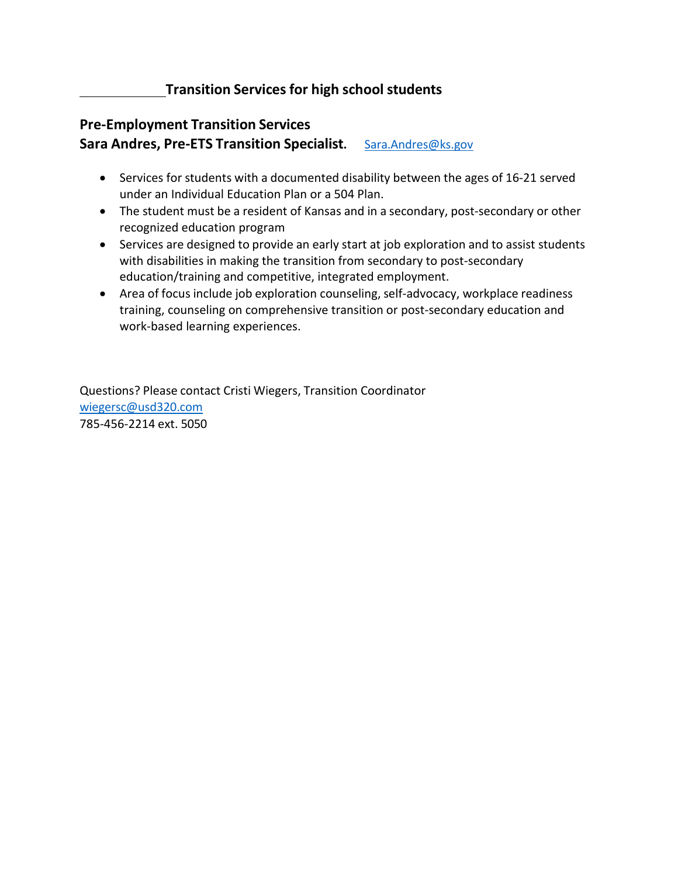## Transition Services for high school students

**Pre-Employment Transition Services**
**Sara Andres, Pre-ETS Transition Specialist.** Sara.Andres@ks.gov

- Services for students with a documented disability between the ages of 16-21 served under an Individual Education Plan or a 504 Plan.
- The student must be a resident of Kansas and in a secondary, post-secondary or other recognized education program
- Services are designed to provide an early start at job exploration and to assist students with disabilities in making the transition from secondary to post-secondary education/training and competitive, integrated employment.
- Area of focus include job exploration counseling, self-advocacy, workplace readiness training, counseling on comprehensive transition or post-secondary education and work-based learning experiences.

Questions? Please contact Cristi Wiegers, Transition Coordinator
wiegersc@usd320.com
785-456-2214 ext. 5050